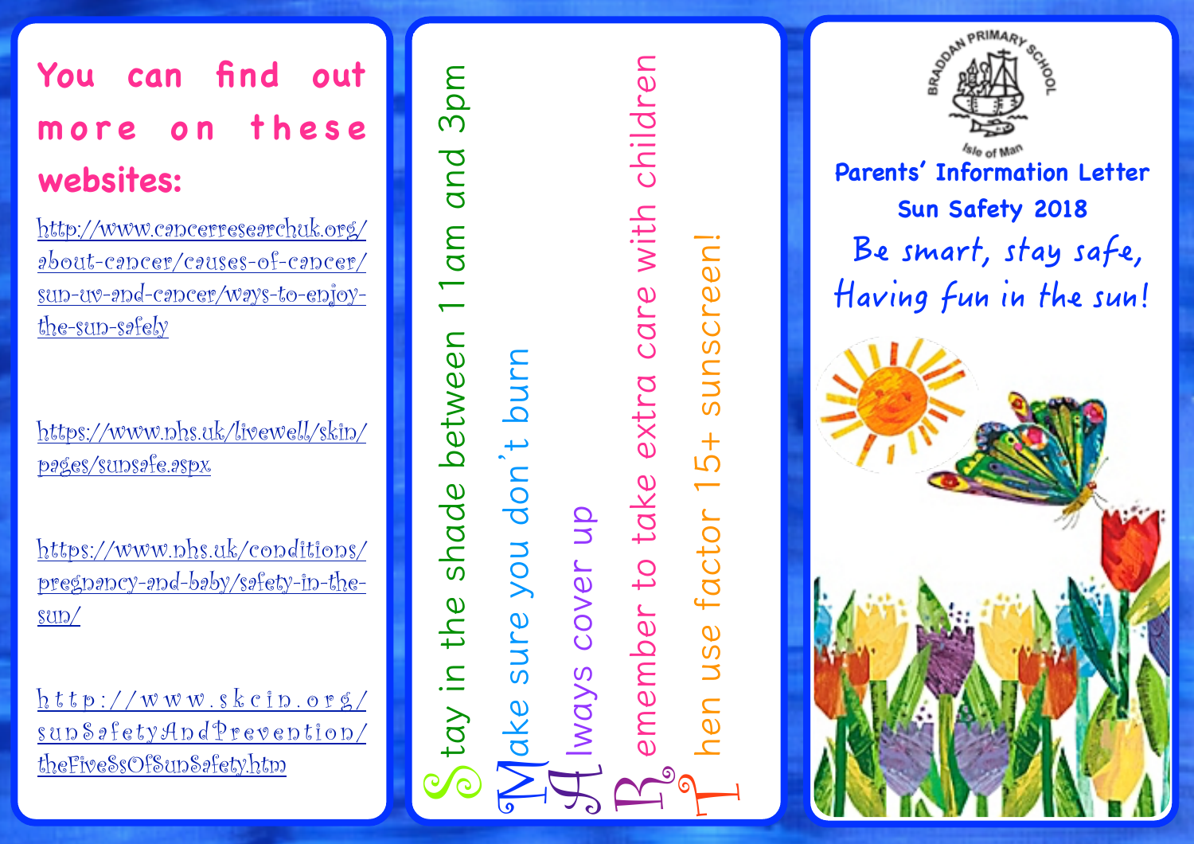## You can find out more on these websites:

http://www.cancerresearchuk.org/about-cancer/causes-of-cancer/sun-uv-and-cancer/ways-to-enjoy-the-sun-safely

https://www.nhs.uk/livewell/skin/pages/sunsafe.aspx

https://www.nhs.uk/conditions/pregnancy-and-baby/safety-in-the-sun/

http://www.skcin.org/sunSafetyAndPrevention/theFiveSsOfSunSafety.htm

Stay in the shade between 11am and 3pm

Make sure you don't burn

Always cover up

Remember to take extra care with children

Then use factor 15+ sunscreen!

BRADDAN PRIMARY SCHOOL

Isle of Man

# Parents' Information Letter

## Sun Safety 2018

Be smart, stay safe,
Having fun in the sun!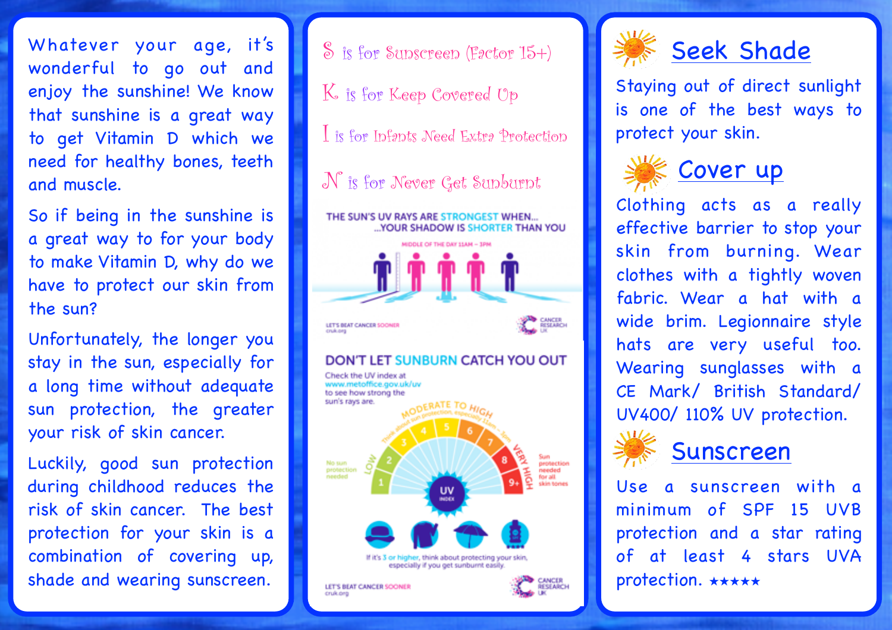Whatever your age, it's wonderful to go out and enjoy the sunshine! We know that sunshine is a great way to get Vitamin D which we need for healthy bones, teeth and muscle.

So if being in the sunshine is a great way to for your body to make Vitamin D, why do we have to protect our skin from the sun?

Unfortunately, the longer you stay in the sun, especially for a long time without adequate sun protection, the greater your risk of skin cancer.

Luckily, good sun protection during childhood reduces the risk of skin cancer. The best protection for your skin is a combination of covering up, shade and wearing sunscreen.

S is for Sunscreen (Factor 15+)

K is for Keep Covered Up

I is for Infants Need Extra Protection

N is for Never Get Sunburnt

THE SUN'S UV RAYS ARE STRONGEST WHEN...
...YOUR SHADOW IS SHORTER THAN YOU

MIDDLE OF THE DAY 11AM – 3PM

LET'S BEAT CANCER SOONER
cruk.org

CANCER RESEARCH UK

DON'T LET SUNBURN CATCH YOU OUT

Check the UV index at www.metoffice.gov.uk/uv to see how strong the sun's rays are.

No sun protection needed

LOW
1
2

MODERATE TO HIGH
Think about sun protection, especially 11am – 3pm
3
4
5
6
7

VERY HIGH
8
9+

Sun protection needed for all skin tones

UV INDEX

If it's 3 or higher, think about protecting your skin, especially if you get sunburnt easily.

LET'S BEAT CANCER SOONER
cruk.org

CANCER RESEARCH UK

## Seek Shade

Staying out of direct sunlight is one of the best ways to protect your skin.

## Cover up

Clothing acts as a really effective barrier to stop your skin from burning. Wear clothes with a tightly woven fabric. Wear a hat with a wide brim. Legionnaire style hats are very useful too. Wearing sunglasses with a CE Mark/ British Standard/ UV400/ 110% UV protection.

## Sunscreen

Use a sunscreen with a minimum of SPF 15 UVB protection and a star rating of at least 4 stars UVA protection. ★★★★★